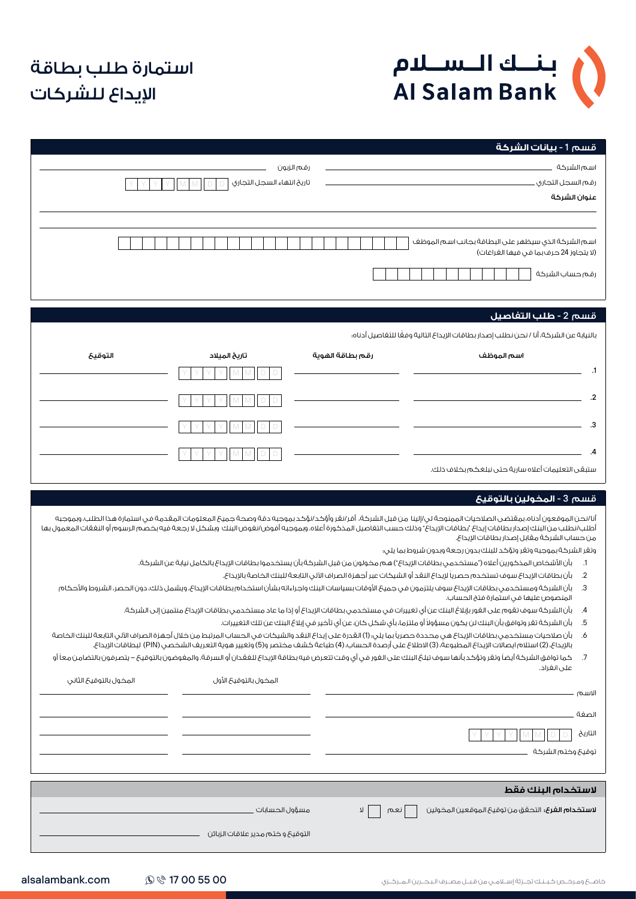# بنــك الســلام
# Al Salam Bank

# استمارة طلب بطاقة الإيداع للشركات

## قسم 1 - بيانات الشركة

اسم الشركة ____________________ رقم الزبون ____________________

رقم السجل التجاري ____________________ تاريخ انتهاء السجل التجاري D D M M Y Y Y Y

**عنوان الشركة**

____________________

____________________

اسم الشركة الذي سيظهر على البطاقة بجانب اسم الموظف (لا يتجاوز 24 حرف بما في فيها الفراغات)

رقم حساب الشركة

## قسم 2 - طلب التفاصيل

بالنيابة عن الشركة، أنا / نحن نطلب إصدار بطاقات الإيداع التالية وفقًا للتفاصيل أدناه:

| | اسم الموظف | رقم بطاقة الهوية | تاريخ الميلاد | التوقيع |
|---|---|---|---|---|
| .1 | | | D D M M Y Y Y Y | |
| .2 | | | D D M M Y Y Y Y | |
| .3 | | | D D M M Y Y Y Y | |
| .4 | | | D D M M Y Y Y Y | |

ستبقى التعليمات أعلاه سارية حتى نبلغكم بخلاف ذلك.

## قسم 3 - المخولين بالتوقيع

أنا/نحن الموقعون أدناه، بمقتضى الصلاحيات الممنوحة لي/إلينا من قبل الشركة، أقر/نقر وأؤكد/نؤكد بموجبه دقة وصحة جميع المعلومات المقدمة في استمارة هذا الطلب، وبموجبه أطلب/نطلب من البنك إصدار بطاقات إيداع "بطاقات الإيداع" وذلك حسب التفاصيل المذكورة أعلاه. وبموجبه أفوض/نفوض البنك وبشكل لا رجعة فيه بخصم الرسوم أو النفقات المعمول بها من حساب الشركة مقابل إصدار بطاقات الإيداع.

وتقر الشركة بموجبه وتؤكد للبنك بدون رجعة وبدون شروط بما يلي:

1. بأن الأشخاص المذكورين أعلاه ("مستخدمي بطاقات الإيداع") هم مخولون من قبل الشركة بأن يستخدموا بطاقات الإيداع بالكامل نيابة عن الشركة.
2. أن بطاقات الإيداع سوف تستخدم حصريا لإيداع النقد أو الشيكات عبر أجهزة الصراف الآلي التابعة للبنك الخاصة بالإيداع.
3. بأن الشركة ومستخدمي بطاقات الإيداع سوف يلتزمون في جميع الأوقات بسياسات البنك وإجراءاته بشأن استخدام بطاقات الإيداع، ويشمل ذلك، دون الحصر، الشروط والأحكام المنصوص عليها في استمارة فتح الحساب.
4. بأن الشركة سوف تقوم على الفور بإبلاغ البنك عن أي تغييرات في مستخدمي بطاقات الإيداع أو إذا ما عاد مستخدمي بطاقات الإيداع منتمين إلى الشركة.
5. بأن الشركة تقر وتوافق بأن البنك لن يكون مسؤولاً أو ملتزماً، بأي شكل كان، عن أي تأخير في إبلاغ البنك عن تلك التغييرات.
6. بأن صلاحيات مستخدمي بطاقات الإيداع هي محددة حصرياً بما يلي: (1) القدرة على إيداع النقد والشيكات في الحساب المرتبط من خلال أجهزة الصراف الآلي التابعة للبنك الخاصة بالإيداع، (2) استلام ايصالات الإيداع المطبوعة، (3) الاطلاع على أرصدة الحساب، (4) طباعة كشف مختصر و(5) وتغيير هوية التعريف الشخصي (PIN) لبطاقات الإيداع.
7. كما توافق الشركة أيضاً وتقر وتؤكد بأنها سوف تبلغ البنك على الفور في أي وقت تتعرض فيه بطاقة الإيداع للفقدان أو السرقة. والمفوضون بالتوقيع – يتصرفون بالتضامن معاً أو على انفراد.

| | المخول بالتوقيع الأول | المخول بالتوقيع الثاني |
|---|---|---|
| الاسم | | |
| الصفة | | |
| التاريخ D D M M Y Y Y Y | | |
| توقيع وختم الشركة | | |

## لاستخدام البنك فقط

**لاستخدام الفرع:** التحقق من توقيع الموقعين المخولين ☐ نعم ☐ لا مسؤول الحسابات ____________________

التوقيع و ختم مدير علاقات الزبائن ____________________

خاضــع ومرخــص كـبـنــك تجــزئة إســلامــي من قبــل مصــرف البحــرين المــركــزي

17 00 55 00

alsalambank.com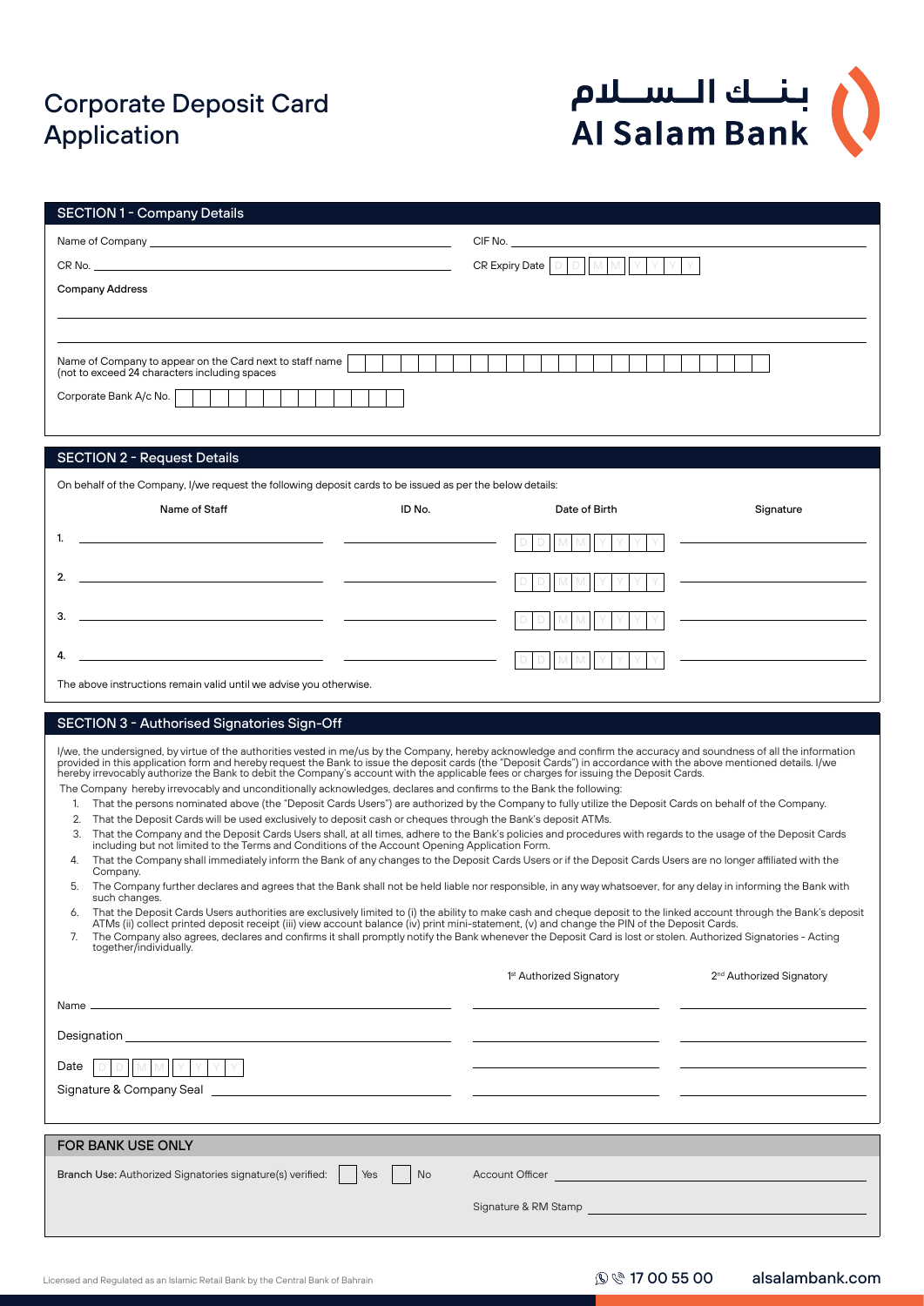# Corporate Deposit Card Application

بنــك الســلام
Al Salam Bank

## SECTION 1 - Company Details

Name of Company ______________________ CIF No. ______________________

CR No. ______________________ CR Expiry Date D D M M Y Y Y Y

Company Address

______________________________________________

______________________________________________

Name of Company to appear on the Card next to staff name (not to exceed 24 characters including spaces

Corporate Bank A/c No.

## SECTION 2 - Request Details

On behalf of the Company, I/we request the following deposit cards to be issued as per the below details:

| Name of Staff | ID No. | Date of Birth | Signature |
|---|---|---|---|
| 1. | | D D M M Y Y Y Y | |
| 2. | | D D M M Y Y Y Y | |
| 3. | | D D M M Y Y Y Y | |
| 4. | | D D M M Y Y Y Y | |

The above instructions remain valid until we advise you otherwise.

## SECTION 3 - Authorised Signatories Sign-Off

I/we, the undersigned, by virtue of the authorities vested in me/us by the Company, hereby acknowledge and confirm the accuracy and soundness of all the information provided in this application form and hereby request the Bank to issue the deposit cards (the "Deposit Cards") in accordance with the above mentioned details. I/we hereby irrevocably authorize the Bank to debit the Company's account with the applicable fees or charges for issuing the Deposit Cards.

The Company hereby irrevocably and unconditionally acknowledges, declares and confirms to the Bank the following:

1. That the persons nominated above (the "Deposit Cards Users") are authorized by the Company to fully utilize the Deposit Cards on behalf of the Company.
2. That the Deposit Cards will be used exclusively to deposit cash or cheques through the Bank's deposit ATMs.
3. That the Company and the Deposit Cards Users shall, at all times, adhere to the Bank's policies and procedures with regards to the usage of the Deposit Cards including but not limited to the Terms and Conditions of the Account Opening Application Form.
4. That the Company shall immediately inform the Bank of any changes to the Deposit Cards Users or if the Deposit Cards Users are no longer affiliated with the Company.
5. The Company further declares and agrees that the Bank shall not be held liable nor responsible, in any way whatsoever, for any delay in informing the Bank with such changes.
6. That the Deposit Cards Users authorities are exclusively limited to (i) the ability to make cash and cheque deposit to the linked account through the Bank's deposit ATMs (ii) collect printed deposit receipt (iii) view account balance (iv) print mini-statement, (v) and change the PIN of the Deposit Cards.
7. The Company also agrees, declares and confirms it shall promptly notify the Bank whenever the Deposit Card is lost or stolen. Authorized Signatories - Acting together/individually.

| | 1st Authorized Signatory | 2nd Authorized Signatory |
|---|---|---|
| Name | | |
| Designation | | |
| Date D D M M Y Y Y Y | | |
| Signature & Company Seal | | |

## FOR BANK USE ONLY

**Branch Use:** Authorized Signatories signature(s) verified: ☐ Yes ☐ No

Account Officer ______________________

Signature & RM Stamp ______________________

Licensed and Regulated as an Islamic Retail Bank by the Central Bank of Bahrain

17 00 55 00 alsalambank.com